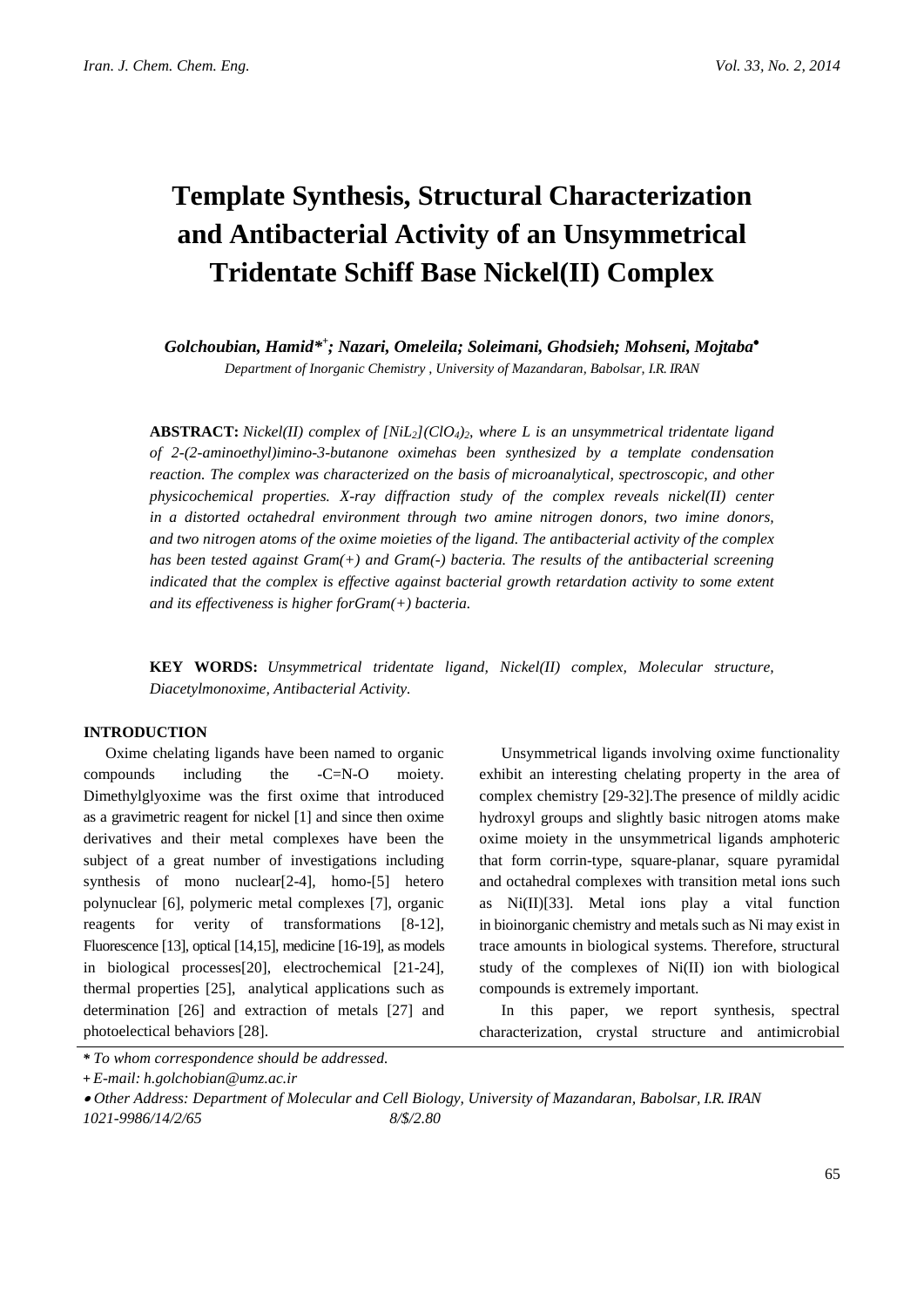# Template Synthesis, Structural Characterization and Antibacterial Activity of an Unsymmetrical Tridentate Schiff Base Nickel(II) Complex

***Golchoubian, Hamid**[*+]**; Nazari, Omeleila; Soleimani, Ghodsieh; Mohseni, Mojtaba**[•]*

*Department of Inorganic Chemistry , University of Mazandaran, Babolsar, I.R. IRAN*

**ABSTRACT:** *Nickel(II) complex of $[NiL_2](ClO_4)_2$, where L is an unsymmetrical tridentate ligand of 2-(2-aminoethyl)imino-3-butanone oximehas been synthesized by a template condensation reaction. The complex was characterized on the basis of microanalytical, spectroscopic, and other physicochemical properties. X-ray diffraction study of the complex reveals nickel(II) center in a distorted octahedral environment through two amine nitrogen donors, two imine donors, and two nitrogen atoms of the oxime moieties of the ligand. The antibacterial activity of the complex has been tested against Gram(+) and Gram(-) bacteria. The results of the antibacterial screening indicated that the complex is effective against bacterial growth retardation activity to some extent and its effectiveness is higher forGram(+) bacteria.*

**KEY WORDS:** *Unsymmetrical tridentate ligand, Nickel(II) complex, Molecular structure, Diacetylmonoxime, Antibacterial Activity.*

## INTRODUCTION

Oxime chelating ligands have been named to organic compounds including the -C=N-O moiety. Dimethylglyoxime was the first oxime that introduced as a gravimetric reagent for nickel [1] and since then oxime derivatives and their metal complexes have been the subject of a great number of investigations including synthesis of mono nuclear[2-4], homo-[5] hetero polynuclear [6], polymeric metal complexes [7], organic reagents for verity of transformations [8-12], Fluorescence [13], optical [14,15], medicine [16-19], as models in biological processes[20], electrochemical [21-24], thermal properties [25], analytical applications such as determination [26] and extraction of metals [27] and photoelectical behaviors [28].

Unsymmetrical ligands involving oxime functionality exhibit an interesting chelating property in the area of complex chemistry [29-32].The presence of mildly acidic hydroxyl groups and slightly basic nitrogen atoms make oxime moiety in the unsymmetrical ligands amphoteric that form corrin-type, square-planar, square pyramidal and octahedral complexes with transition metal ions such as Ni(II)[33]. Metal ions play a vital function in bioinorganic chemistry and metals such as Ni may exist in trace amounts in biological systems. Therefore, structural study of the complexes of Ni(II) ion with biological compounds is extremely important.

In this paper, we report synthesis, spectral characterization, crystal structure and antimicrobial

\* *To whom correspondence should be addressed.*

\+ *E-mail: h.golchobian@umz.ac.ir*

• *Other Address: Department of Molecular and Cell Biology, University of Mazandaran, Babolsar, I.R. IRAN*

*1021-9986/14/2/65 8/$/2.80*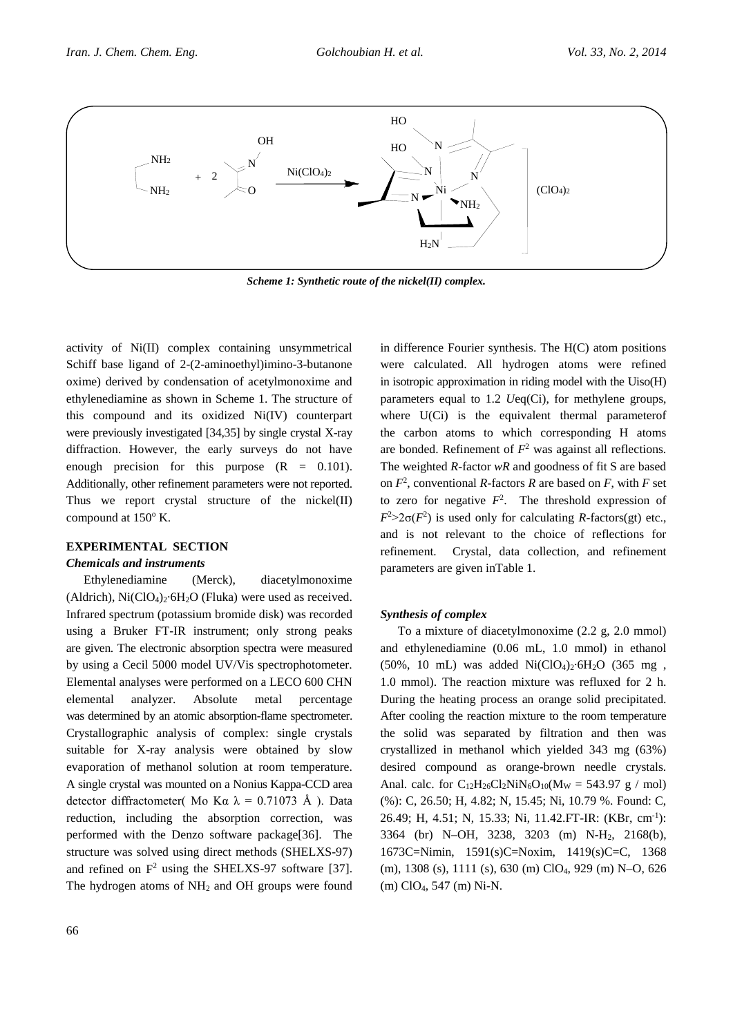*Scheme 1: Synthetic route of the nickel(II) complex.*

activity of Ni(II) complex containing unsymmetrical Schiff base ligand of 2-(2-aminoethyl)imino-3-butanone oxime) derived by condensation of acetylmonoxime and ethylenediamine as shown in Scheme 1. The structure of this compound and its oxidized Ni(IV) counterpart were previously investigated [34,35] by single crystal X-ray diffraction. However, the early surveys do not have enough precision for this purpose (R = 0.101). Additionally, other refinement parameters were not reported. Thus we report crystal structure of the nickel(II) compound at 150° K.

## EXPERIMENTAL SECTION

### *Chemicals and instruments*

Ethylenediamine (Merck), diacetylmonoxime (Aldrich), $Ni(ClO_4)_2{\cdot}6H_2O$ (Fluka) were used as received. Infrared spectrum (potassium bromide disk) was recorded using a Bruker FT-IR instrument; only strong peaks are given. The electronic absorption spectra were measured by using a Cecil 5000 model UV/Vis spectrophotometer. Elemental analyses were performed on a LECO 600 CHN elemental analyzer. Absolute metal percentage was determined by an atomic absorption-flame spectrometer. Crystallographic analysis of complex: single crystals suitable for X-ray analysis were obtained by slow evaporation of methanol solution at room temperature. A single crystal was mounted on a Nonius Kappa-CCD area detector diffractometer( Mo Kα λ = 0.71073 Å ). Data reduction, including the absorption correction, was performed with the Denzo software package[36]. The structure was solved using direct methods (SHELXS-97) and refined on $F^2$ using the SHELXS-97 software [37]. The hydrogen atoms of $NH_2$ and OH groups were found in difference Fourier synthesis. The H(C) atom positions were calculated. All hydrogen atoms were refined in isotropic approximation in riding model with the Uiso(H) parameters equal to 1.2 *U*eq(Ci), for methylene groups, where U(Ci) is the equivalent thermal parameterof the carbon atoms to which corresponding H atoms are bonded. Refinement of $F^2$ was against all reflections. The weighted *R*-factor *wR* and goodness of fit S are based on $F^2$, conventional *R*-factors *R* are based on *F*, with *F* set to zero for negative $F^2$. The threshold expression of $F^2>2\sigma(F^2)$ is used only for calculating *R*-factors(gt) etc., and is not relevant to the choice of reflections for refinement. Crystal, data collection, and refinement parameters are given inTable 1.

### *Synthesis of complex*

To a mixture of diacetylmonoxime (2.2 g, 2.0 mmol) and ethylenediamine (0.06 mL, 1.0 mmol) in ethanol (50%, 10 mL) was added $Ni(ClO_4)_2{\cdot}6H_2O$ (365 mg , 1.0 mmol). The reaction mixture was refluxed for 2 h. During the heating process an orange solid precipitated. After cooling the reaction mixture to the room temperature the solid was separated by filtration and then was crystallized in methanol which yielded 343 mg (63%) desired compound as orange-brown needle crystals. Anal. calc. for $C_{12}H_{26}Cl_2NiN_6O_{10}$($M_W$ = 543.97 g / mol) (%): C, 26.50; H, 4.82; N, 15.45; Ni, 10.79 %. Found: C, 26.49; H, 4.51; N, 15.33; Ni, 11.42.FT-IR: (KBr, $cm^{-1}$): 3364 (br) N–OH, 3238, 3203 (m) N-$H_2$, 2168(b), 1673C=Nimin, 1591(s)C=Noxim, 1419(s)C=C, 1368 (m), 1308 (s), 1111 (s), 630 (m) $ClO_4$, 929 (m) N–O, 626 (m) $ClO_4$, 547 (m) Ni-N.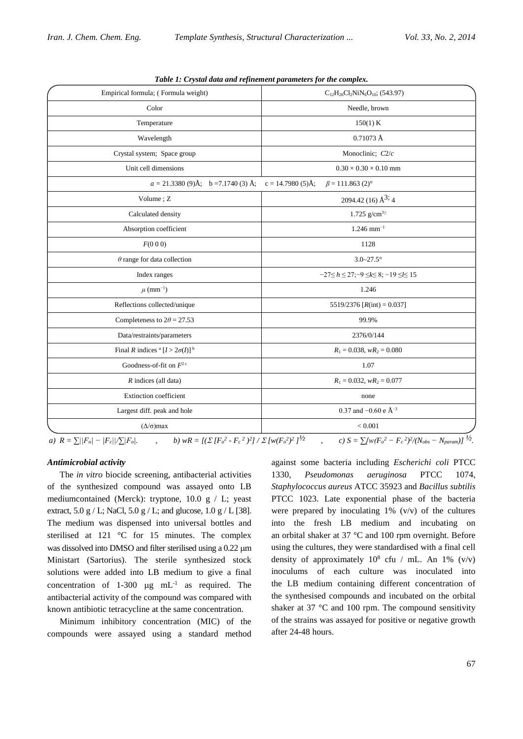*Table 1: Crystal data and refinement parameters for the complex.*

| | |
|---|---|
| Empirical formula; ( Formula weight) | $C_{12}H_{26}Cl_2NiN_6O_{10}$; (543.97) |
| Color | Needle, brown |
| Temperature | 150(1) K |
| Wavelength | 0.71073 Å |
| Crystal system; Space group | Monoclinic; *C*2/*c* |
| Unit cell dimensions | 0.30 × 0.30 × 0.10 mm |
| $a$ = 21.3380 (9)Å; b =7.1740 (3) Å; c = 14.7980 (5)Å; $\beta$ = 111.863 (2)° | |
| Volume ; Z | 2094.42 (16) Å$^{3;}$ 4 |
| Calculated density | 1.725 g/cm$^{3\geq}$ |
| Absorption coefficient | 1.246 mm$^{-1}$ |
| *F*(0 0 0) | 1128 |
| $\theta$ range for data collection | 3.0–27.5° |
| Index ranges | $-27 \leq h \leq 27; -9 \leq k \leq 8; -19 \leq l \leq 15$ |
| $\mu$ (mm$^{-1}$) | 1.246 |
| Reflections collected/unique | 5519/2376 [*R*(int) = 0.037] |
| Completeness to $2\theta = 27.53$ | 99.9% |
| Data/restraints/parameters | 2376/0/144 |
| Final *R* indices [a] $[I > 2\sigma(I)]$ [b] | $R_1 = 0.038$, $wR_2 = 0.080$ |
| Goodness-of-fit on $F^2$ [c] | 1.07 |
| *R* indices (all data) | $R_1 = 0.032$, $wR_2 = 0.077$ |
| Extinction coefficient | none |
| Largest diff. peak and hole | 0.37 and −0.60 e Å$^{-3}$ |
| ($\Delta/\sigma$)max | < 0.001 |

*a)* $R = \sum||F_o| - |F_c||/\sum|F_o|$. , *b)* $wR = [(\Sigma [F_o^2 - F_c^2]^2] / \Sigma [w(F_o^2)^2]]^{1/2}$ , *c)* $S = \sum[w(F_o^2 - F_c^2)^2/(N_{obs} - N_{param})]^{1/2}$.

***Antimicrobial activity***

The *in vitro* biocide screening, antibacterial activities of the synthesized compound was assayed onto LB mediumcontained (Merck): tryptone, 10.0 g / L; yeast extract, 5.0 g / L; NaCl, 5.0 g / L; and glucose, 1.0 g / L [38]. The medium was dispensed into universal bottles and sterilised at 121 °C for 15 minutes. The complex was dissolved into DMSO and filter sterilised using a 0.22 μm Ministart (Sartorius). The sterile synthesized stock solutions were added into LB medium to give a final concentration of 1-300 μg mL$^{-1}$ as required. The antibacterial activity of the compound was compared with known antibiotic tetracycline at the same concentration.

Minimum inhibitory concentration (MIC) of the compounds were assayed using a standard method against some bacteria including *Escherichi coli* PTCC 1330, *Pseudomonas aeruginosa* PTCC 1074, *Staphylococcus aureus* ATCC 35923 and *Bacillus subtilis* PTCC 1023. Late exponential phase of the bacteria were prepared by inoculating 1% (v/v) of the cultures into the fresh LB medium and incubating on an orbital shaker at 37 °C and 100 rpm overnight. Before using the cultures, they were standardised with a final cell density of approximately $10^8$ cfu / mL. An 1% (v/v) inoculums of each culture was inoculated into the LB medium containing different concentration of the synthesised compounds and incubated on the orbital shaker at 37 °C and 100 rpm. The compound sensitivity of the strains was assayed for positive or negative growth after 24-48 hours.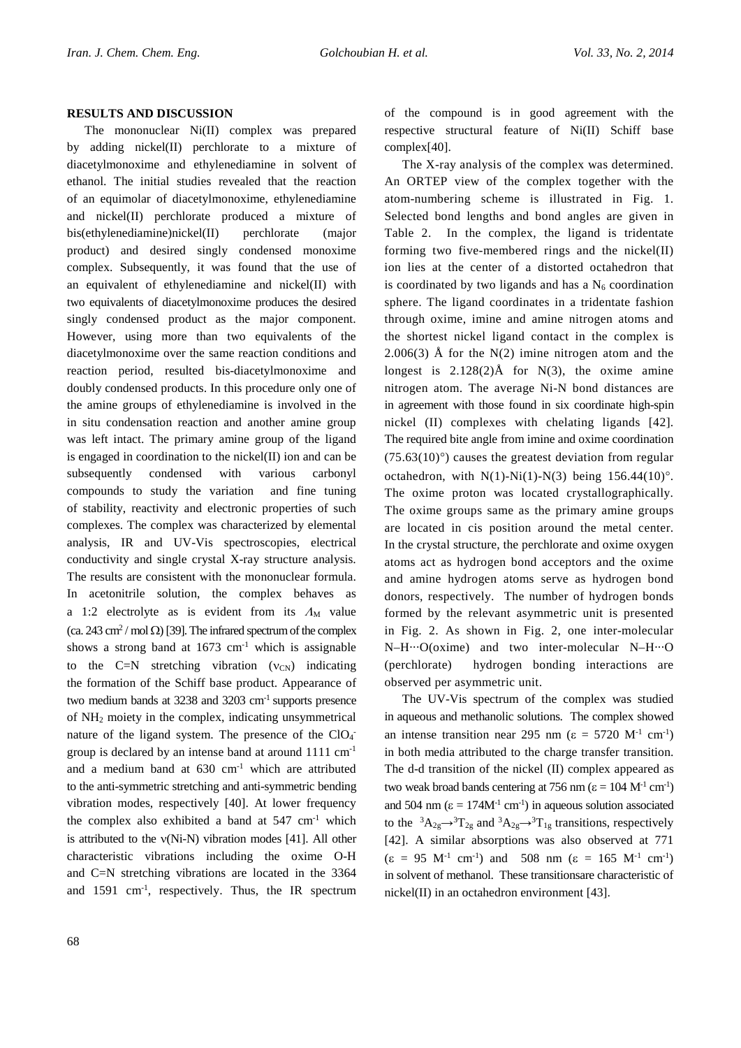## RESULTS AND DISCUSSION

The mononuclear Ni(II) complex was prepared by adding nickel(II) perchlorate to a mixture of diacetylmonoxime and ethylenediamine in solvent of ethanol. The initial studies revealed that the reaction of an equimolar of diacetylmonoxime, ethylenediamine and nickel(II) perchlorate produced a mixture of bis(ethylenediamine)nickel(II) perchlorate (major product) and desired singly condensed monoxime complex. Subsequently, it was found that the use of an equivalent of ethylenediamine and nickel(II) with two equivalents of diacetylmonoxime produces the desired singly condensed product as the major component. However, using more than two equivalents of the diacetylmonoxime over the same reaction conditions and reaction period, resulted bis-diacetylmonoxime and doubly condensed products. In this procedure only one of the amine groups of ethylenediamine is involved in the in situ condensation reaction and another amine group was left intact. The primary amine group of the ligand is engaged in coordination to the nickel(II) ion and can be subsequently condensed with various carbonyl compounds to study the variation and fine tuning of stability, reactivity and electronic properties of such complexes. The complex was characterized by elemental analysis, IR and UV-Vis spectroscopies, electrical conductivity and single crystal X-ray structure analysis. The results are consistent with the mononuclear formula. In acetonitrile solution, the complex behaves as a 1:2 electrolyte as is evident from its $\Lambda_M$ value (ca. 243 $cm^2$ / mol $\Omega$) [39]. The infrared spectrum of the complex shows a strong band at 1673 $cm^{-1}$ which is assignable to the C=N stretching vibration ($\nu_{CN}$) indicating the formation of the Schiff base product. Appearance of two medium bands at 3238 and 3203 $cm^{-1}$ supports presence of $NH_2$ moiety in the complex, indicating unsymmetrical nature of the ligand system. The presence of the $ClO_4^-$ group is declared by an intense band at around 1111 $cm^{-1}$ and a medium band at 630 $cm^{-1}$ which are attributed to the anti-symmetric stretching and anti-symmetric bending vibration modes, respectively [40]. At lower frequency the complex also exhibited a band at 547 $cm^{-1}$ which is attributed to the $\nu$(Ni-N) vibration modes [41]. All other characteristic vibrations including the oxime O-H and C=N stretching vibrations are located in the 3364 and 1591 $cm^{-1}$, respectively. Thus, the IR spectrum of the compound is in good agreement with the respective structural feature of Ni(II) Schiff base complex[40].

The X-ray analysis of the complex was determined. An ORTEP view of the complex together with the atom-numbering scheme is illustrated in Fig. 1. Selected bond lengths and bond angles are given in Table 2. In the complex, the ligand is tridentate forming two five-membered rings and the nickel(II) ion lies at the center of a distorted octahedron that is coordinated by two ligands and has a $N_6$ coordination sphere. The ligand coordinates in a tridentate fashion through oxime, imine and amine nitrogen atoms and the shortest nickel ligand contact in the complex is 2.006(3) Å for the N(2) imine nitrogen atom and the longest is 2.128(2)Å for N(3), the oxime amine nitrogen atom. The average Ni-N bond distances are in agreement with those found in six coordinate high-spin nickel (II) complexes with chelating ligands [42]. The required bite angle from imine and oxime coordination (75.63(10)°) causes the greatest deviation from regular octahedron, with N(1)-Ni(1)-N(3) being 156.44(10)°. The oxime proton was located crystallographically. The oxime groups same as the primary amine groups are located in cis position around the metal center. In the crystal structure, the perchlorate and oxime oxygen atoms act as hydrogen bond acceptors and the oxime and amine hydrogen atoms serve as hydrogen bond donors, respectively. The number of hydrogen bonds formed by the relevant asymmetric unit is presented in Fig. 2. As shown in Fig. 2, one inter-molecular N–H···O(oxime) and two inter-molecular N–H···O (perchlorate) hydrogen bonding interactions are observed per asymmetric unit.

The UV-Vis spectrum of the complex was studied in aqueous and methanolic solutions. The complex showed an intense transition near 295 nm ($\varepsilon$ = 5720 $M^{-1}$ $cm^{-1}$) in both media attributed to the charge transfer transition. The d-d transition of the nickel (II) complex appeared as two weak broad bands centering at 756 nm ($\varepsilon$ = 104 $M^{-1}$ $cm^{-1}$) and 504 nm ($\varepsilon$ = 174$M^{-1}$ $cm^{-1}$) in aqueous solution associated to the $^3A_{2g}\rightarrow{}^3T_{2g}$ and $^3A_{2g}\rightarrow{}^3T_{1g}$ transitions, respectively [42]. A similar absorptions was also observed at 771 ($\varepsilon$ = 95 $M^{-1}$ $cm^{-1}$) and 508 nm ($\varepsilon$ = 165 $M^{-1}$ $cm^{-1}$) in solvent of methanol. These transitionsare characteristic of nickel(II) in an octahedron environment [43].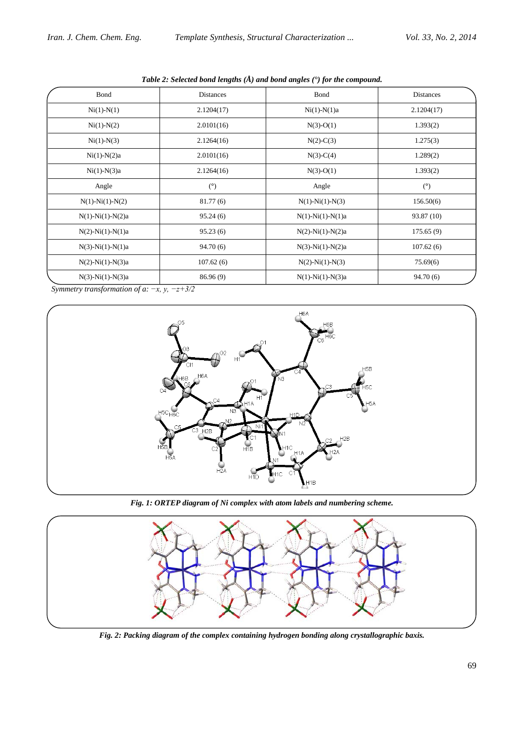*Table 2: Selected bond lengths (Å) and bond angles (°) for the compound.*

| Bond | Distances | Bond | Distances |
|---|---|---|---|
| Ni(1)-N(1) | 2.1204(17) | Ni(1)-N(1)a | 2.1204(17) |
| Ni(1)-N(2) | 2.0101(16) | N(3)-O(1) | 1.393(2) |
| Ni(1)-N(3) | 2.1264(16) | N(2)-C(3) | 1.275(3) |
| Ni(1)-N(2)a | 2.0101(16) | N(3)-C(4) | 1.289(2) |
| Ni(1)-N(3)a | 2.1264(16) | N(3)-O(1) | 1.393(2) |
| Angle | (°) | Angle | (°) |
| N(1)-Ni(1)-N(2) | 81.77 (6) | N(1)-Ni(1)-N(3) | 156.50(6) |
| N(1)-Ni(1)-N(2)a | 95.24 (6) | N(1)-Ni(1)-N(1)a | 93.87 (10) |
| N(2)-Ni(1)-N(1)a | 95.23 (6) | N(2)-Ni(1)-N(2)a | 175.65 (9) |
| N(3)-Ni(1)-N(1)a | 94.70 (6) | N(3)-Ni(1)-N(2)a | 107.62 (6) |
| N(2)-Ni(1)-N(3)a | 107.62 (6) | N(2)-Ni(1)-N(3) | 75.69(6) |
| N(3)-Ni(1)-N(3)a | 86.96 (9) | N(1)-Ni(1)-N(3)a | 94.70 (6) |

*Symmetry transformation of a: $-x, y, -z+3/2$*

*Fig. 1: ORTEP diagram of Ni complex with atom labels and numbering scheme.*

*Fig. 2: Packing diagram of the complex containing hydrogen bonding along crystallographic baxis.*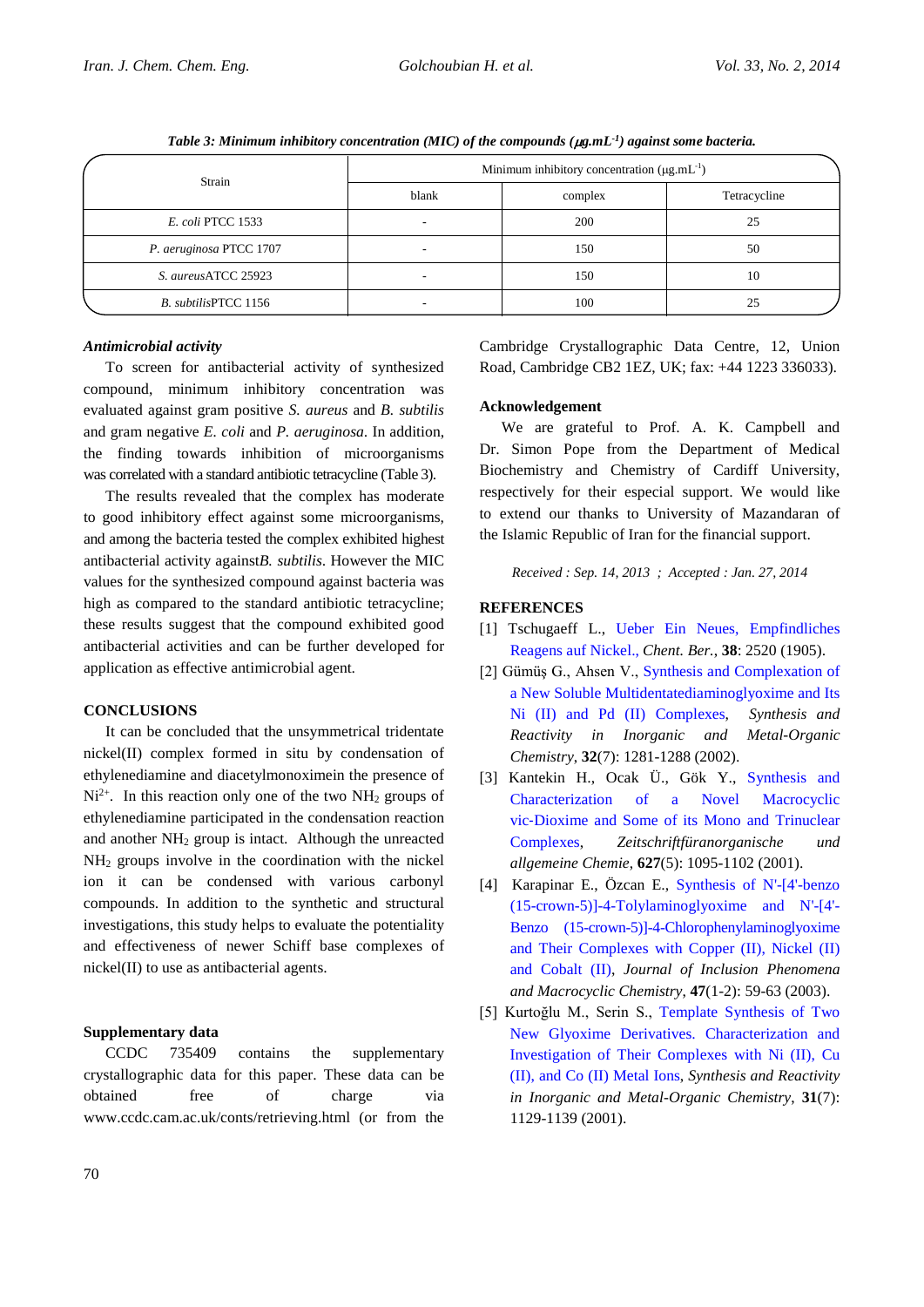*Table 3: Minimum inhibitory concentration (MIC) of the compounds (μg.mL$^{-1}$) against some bacteria.*

| Strain | Minimum inhibitory concentration (μg.mL$^{-1}$) | | |
|---|---|---|---|
| | blank | complex | Tetracycline |
| *E. coli* PTCC 1533 | - | 200 | 25 |
| *P. aeruginosa* PTCC 1707 | - | 150 | 50 |
| *S. aureus*ATCC 25923 | - | 150 | 10 |
| *B. subtilis*PTCC 1156 | - | 100 | 25 |

### *Antimicrobial activity*

To screen for antibacterial activity of synthesized compound, minimum inhibitory concentration was evaluated against gram positive *S. aureus* and *B. subtilis* and gram negative *E. coli* and *P. aeruginosa*. In addition, the finding towards inhibition of microorganisms was correlated with a standard antibiotic tetracycline (Table 3).

The results revealed that the complex has moderate to good inhibitory effect against some microorganisms, and among the bacteria tested the complex exhibited highest antibacterial activity against*B. subtilis*. However the MIC values for the synthesized compound against bacteria was high as compared to the standard antibiotic tetracycline; these results suggest that the compound exhibited good antibacterial activities and can be further developed for application as effective antimicrobial agent.

## CONCLUSIONS

It can be concluded that the unsymmetrical tridentate nickel(II) complex formed in situ by condensation of ethylenediamine and diacetylmonoximein the presence of $Ni^{2+}$. In this reaction only one of the two $NH_2$ groups of ethylenediamine participated in the condensation reaction and another $NH_2$ group is intact. Although the unreacted $NH_2$ groups involve in the coordination with the nickel ion it can be condensed with various carbonyl compounds. In addition to the synthetic and structural investigations, this study helps to evaluate the potentiality and effectiveness of newer Schiff base complexes of nickel(II) to use as antibacterial agents.

### Supplementary data

CCDC 735409 contains the supplementary crystallographic data for this paper. These data can be obtained free of charge via www.ccdc.cam.ac.uk/conts/retrieving.html (or from the Cambridge Crystallographic Data Centre, 12, Union Road, Cambridge CB2 1EZ, UK; fax: +44 1223 336033).

### Acknowledgement

We are grateful to Prof. A. K. Campbell and Dr. Simon Pope from the Department of Medical Biochemistry and Chemistry of Cardiff University, respectively for their especial support. We would like to extend our thanks to University of Mazandaran of the Islamic Republic of Iran for the financial support.

*Received : Sep. 14, 2013 ; Accepted : Jan. 27, 2014*

## REFERENCES

[1] Tschugaeff L., Ueber Ein Neues, Empfindliches Reagens auf Nickel., *Chent. Ber.*, **38**: 2520 (1905).

[2] Gümüş G., Ahsen V., Synthesis and Complexation of a New Soluble Multidentatediaminoglyoxime and Its Ni (II) and Pd (II) Complexes, *Synthesis and Reactivity in Inorganic and Metal-Organic Chemistry*, **32**(7): 1281-1288 (2002).

[3] Kantekin H., Ocak Ü., Gök Y., Synthesis and Characterization of a Novel Macrocyclic vic-Dioxime and Some of its Mono and Trinuclear Complexes, *Zeitschriftfüranorganische und allgemeine Chemie*, **627**(5): 1095-1102 (2001).

[4] Karapinar E., Özcan E., Synthesis of N'-[4'-benzo (15-crown-5)]-4-Tolylaminoglyoxime and N'-[4'-Benzo (15-crown-5)]-4-Chlorophenylaminoglyoxime and Their Complexes with Copper (II), Nickel (II) and Cobalt (II), *Journal of Inclusion Phenomena and Macrocyclic Chemistry*, **47**(1-2): 59-63 (2003).

[5] Kurtoğlu M., Serin S., Template Synthesis of Two New Glyoxime Derivatives. Characterization and Investigation of Their Complexes with Ni (II), Cu (II), and Co (II) Metal Ions, *Synthesis and Reactivity in Inorganic and Metal-Organic Chemistry*, **31**(7): 1129-1139 (2001).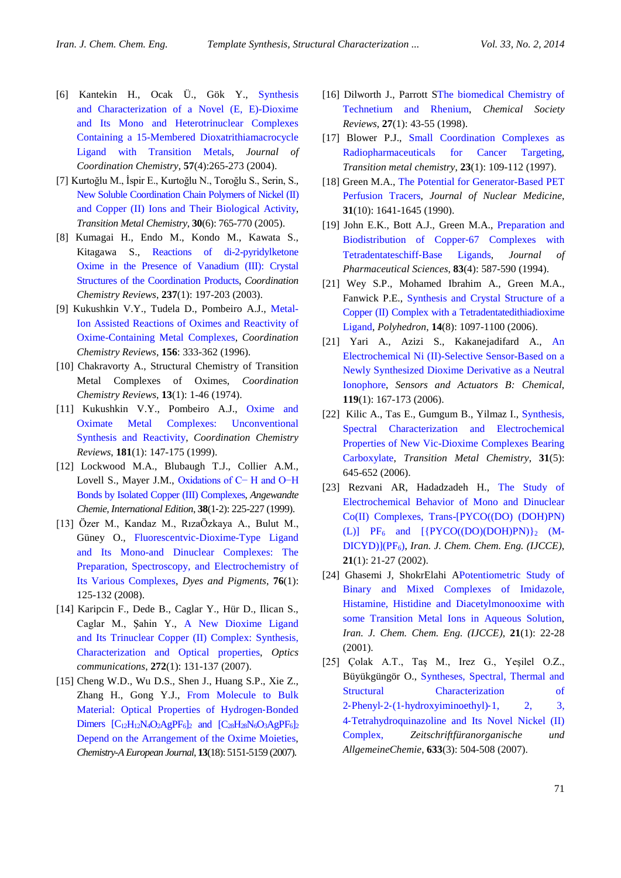[6] Kantekin H., Ocak Ü., Gök Y., Synthesis and Characterization of a Novel (E, E)-Dioxime and Its Mono and Heterotrinuclear Complexes Containing a 15-Membered Dioxatrithiamacrocycle Ligand with Transition Metals, *Journal of Coordination Chemistry*, **57**(4):265-273 (2004).

[7] Kurtoğlu M., İspir E., Kurtoğlu N., Toroğlu S., Serin, S., New Soluble Coordination Chain Polymers of Nickel (II) and Copper (II) Ions and Their Biological Activity, *Transition Metal Chemistry*, **30**(6): 765-770 (2005).

[8] Kumagai H., Endo M., Kondo M., Kawata S., Kitagawa S., Reactions of di-2-pyridylketone Oxime in the Presence of Vanadium (III): Crystal Structures of the Coordination Products, *Coordination Chemistry Reviews*, **237**(1): 197-203 (2003).

[9] Kukushkin V.Y., Tudela D., Pombeiro A.J., Metal-Ion Assisted Reactions of Oximes and Reactivity of Oxime-Containing Metal Complexes, *Coordination Chemistry Reviews*, **156**: 333-362 (1996).

[10] Chakravorty A., Structural Chemistry of Transition Metal Complexes of Oximes, *Coordination Chemistry Reviews*, **13**(1): 1-46 (1974).

[11] Kukushkin V.Y., Pombeiro A.J., Oxime and Oximate Metal Complexes: Unconventional Synthesis and Reactivity, *Coordination Chemistry Reviews*, **181**(1): 147-175 (1999).

[12] Lockwood M.A., Blubaugh T.J., Collier A.M., Lovell S., Mayer J.M., Oxidations of C− H and O−H Bonds by Isolated Copper (III) Complexes, *Angewandte Chemie, International Edition*, **38**(1-2): 225-227 (1999).

[13] Özer M., Kandaz M., RızaÖzkaya A., Bulut M., Güney O., Fluorescentvic-Dioxime-Type Ligand and Its Mono-and Dinuclear Complexes: The Preparation, Spectroscopy, and Electrochemistry of Its Various Complexes, *Dyes and Pigments*, **76**(1): 125-132 (2008).

[14] Karipcin F., Dede B., Caglar Y., Hür D., Ilican S., Caglar M., Şahin Y., A New Dioxime Ligand and Its Trinuclear Copper (II) Complex: Synthesis, Characterization and Optical properties, *Optics communications*, **272**(1): 131-137 (2007).

[15] Cheng W.D., Wu D.S., Shen J., Huang S.P., Xie Z., Zhang H., Gong Y.J., From Molecule to Bulk Material: Optical Properties of Hydrogen-Bonded Dimers $[C_{12}H_{12}N_4O_2AgPF_6]_2$ and $[C_{28}H_{28}N_6O_3AgPF_6]_2$ Depend on the Arrangement of the Oxime Moieties, *Chemistry-A European Journal*, **13**(18): 5151-5159 (2007).

[16] Dilworth J., Parrott SThe biomedical Chemistry of Technetium and Rhenium, *Chemical Society Reviews*, **27**(1): 43-55 (1998).

[17] Blower P.J., Small Coordination Complexes as Radiopharmaceuticals for Cancer Targeting, *Transition metal chemistry*, **23**(1): 109-112 (1997).

[18] Green M.A., The Potential for Generator-Based PET Perfusion Tracers, *Journal of Nuclear Medicine*, **31**(10): 1641-1645 (1990).

[19] John E.K., Bott A.J., Green M.A., Preparation and Biodistribution of Copper-67 Complexes with Tetradentateschiff-Base Ligands, *Journal of Pharmaceutical Sciences*, **83**(4): 587-590 (1994).

[21] Wey S.P., Mohamed Ibrahim A., Green M.A., Fanwick P.E., Synthesis and Crystal Structure of a Copper (II) Complex with a Tetradentatedithiadioxime Ligand, *Polyhedron*, **14**(8): 1097-1100 (2006).

[21] Yari A., Azizi S., Kakanejadifard A., An Electrochemical Ni (II)-Selective Sensor-Based on a Newly Synthesized Dioxime Derivative as a Neutral Ionophore, *Sensors and Actuators B: Chemical*, **119**(1): 167-173 (2006).

[22] Kilic A., Tas E., Gumgum B., Yilmaz I., Synthesis, Spectral Characterization and Electrochemical Properties of New Vic-Dioxime Complexes Bearing Carboxylate, *Transition Metal Chemistry*, **31**(5): 645-652 (2006).

[23] Rezvani AR, Hadadzadeh H., The Study of Electrochemical Behavior of Mono and Dinuclear Co(II) Complexes, Trans-[PYCO((DO) (DOH)PN) (L)] $PF_6$ and $[\{PYCO((DO)(DOH)PN)\}_2$ (M-DICYD)]($PF_6$), *Iran. J. Chem. Chem. Eng. (IJCCE)*, **21**(1): 21-27 (2002).

[24] Ghasemi J, ShokrElahi APotentiometric Study of Binary and Mixed Complexes of Imidazole, Histamine, Histidine and Diacetylmonooxime with some Transition Metal Ions in Aqueous Solution, *Iran. J. Chem. Chem. Eng. (IJCCE)*, **21**(1): 22-28 (2001).

[25] Çolak A.T., Taş M., Irez G., Yeşilel O.Z., Büyükgüngör O., Syntheses, Spectral, Thermal and Structural Characterization of 2-Phenyl-2-(1-hydroxyiminoethyl)-1, 2, 3, 4-Tetrahydroquinazoline and Its Novel Nickel (II) Complex, *Zeitschriftfüranorganische und AllgemeineChemie*, **633**(3): 504-508 (2007).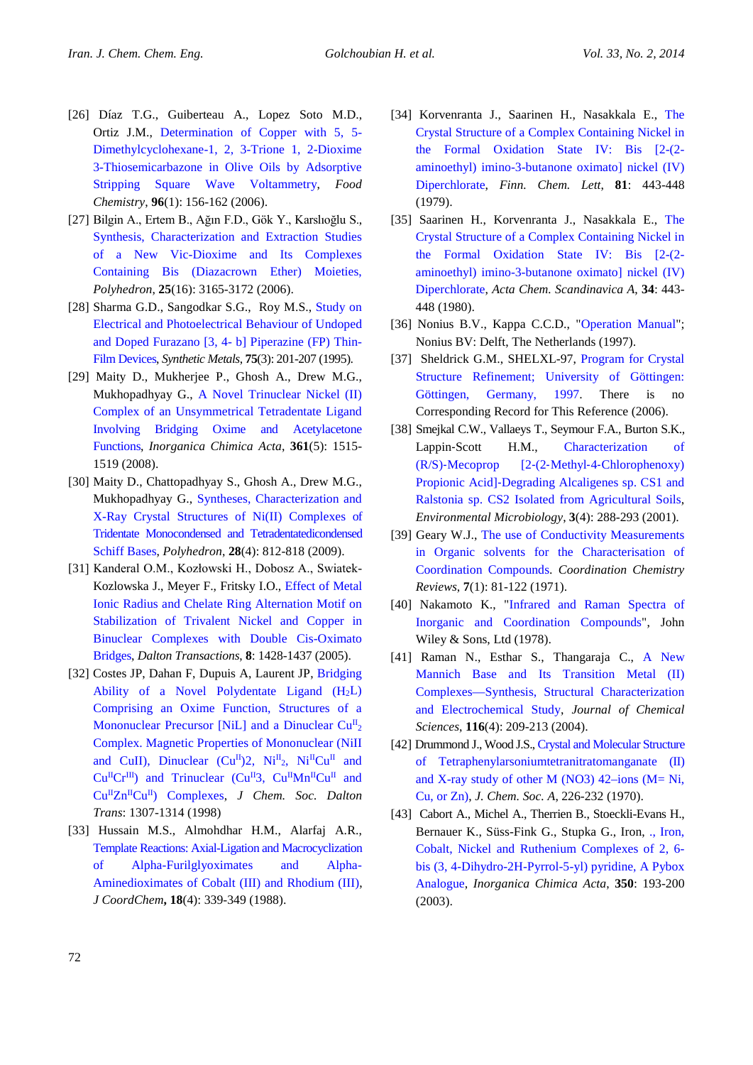[26] Díaz T.G., Guiberteau A., Lopez Soto M.D., Ortiz J.M., Determination of Copper with 5, 5-Dimethylcyclohexane-1, 2, 3-Trione 1, 2-Dioxime 3-Thiosemicarbazone in Olive Oils by Adsorptive Stripping Square Wave Voltammetry, *Food Chemistry*, **96**(1): 156-162 (2006).

[27] Bilgin A., Ertem B., Ağın F.D., Gök Y., Karslıoğlu S., Synthesis, Characterization and Extraction Studies of a New Vic-Dioxime and Its Complexes Containing Bis (Diazacrown Ether) Moieties, *Polyhedron*, **25**(16): 3165-3172 (2006).

[28] Sharma G.D., Sangodkar S.G., Roy M.S., Study on Electrical and Photoelectrical Behaviour of Undoped and Doped Furazano [3, 4- b] Piperazine (FP) Thin-Film Devices, *Synthetic Metals*, **75**(3): 201-207 (1995).

[29] Maity D., Mukherjee P., Ghosh A., Drew M.G., Mukhopadhyay G., A Novel Trinuclear Nickel (II) Complex of an Unsymmetrical Tetradentate Ligand Involving Bridging Oxime and Acetylacetone Functions, *Inorganica Chimica Acta*, **361**(5): 1515-1519 (2008).

[30] Maity D., Chattopadhyay S., Ghosh A., Drew M.G., Mukhopadhyay G., Syntheses, Characterization and X-Ray Crystal Structures of Ni(II) Complexes of Tridentate Monocondensed and Tetradentatedicondensed Schiff Bases, *Polyhedron*, **28**(4): 812-818 (2009).

[31] Kanderal O.M., Kozłowski H., Dobosz A., Swiatek-Kozlowska J., Meyer F., Fritsky I.O., Effect of Metal Ionic Radius and Chelate Ring Alternation Motif on Stabilization of Trivalent Nickel and Copper in Binuclear Complexes with Double Cis-Oximato Bridges, *Dalton Transactions*, **8**: 1428-1437 (2005).

[32] Costes JP, Dahan F, Dupuis A, Laurent JP, Bridging Ability of a Novel Polydentate Ligand ($H_2L$) Comprising an Oxime Function, Structures of a Mononuclear Precursor [NiL] and a Dinuclear $Cu^{II}_2$ Complex. Magnetic Properties of Mononuclear (NiII and CuII), Dinuclear $(Cu^{II})2$, $Ni^{II}_2$, $Ni^{II}Cu^{II}$ and $Cu^{II}Cr^{III}$) and Trinuclear ($Cu^{II}3$, $Cu^{II}Mn^{II}Cu^{II}$ and $Cu^{II}Zn^{II}Cu^{II}$) Complexes, *J Chem. Soc. Dalton Trans*: 1307-1314 (1998)

[33] Hussain M.S., Almohdhar H.M., Alarfaj A.R., Template Reactions: Axial-Ligation and Macrocyclization of Alpha-Furilglyoximates and Alpha-Aminedioximates of Cobalt (III) and Rhodium (III), *J CoordChem*, **18**(4): 339-349 (1988).

[34] Korvenranta J., Saarinen H., Nasakkala E., The Crystal Structure of a Complex Containing Nickel in the Formal Oxidation State IV: Bis [2-(2-aminoethyl) imino-3-butanone oximato] nickel (IV) Diperchlorate, *Finn. Chem. Lett*, **81**: 443-448 (1979).

[35] Saarinen H., Korvenranta J., Nasakkala E., The Crystal Structure of a Complex Containing Nickel in the Formal Oxidation State IV: Bis [2-(2-aminoethyl) imino-3-butanone oximato] nickel (IV) Diperchlorate, *Acta Chem. Scandinavica A*, **34**: 443-448 (1980).

[36] Nonius B.V., Kappa C.C.D., "Operation Manual"; Nonius BV: Delft, The Netherlands (1997).

[37] Sheldrick G.M., SHELXL-97, Program for Crystal Structure Refinement; University of Göttingen: Göttingen, Germany, 1997. There is no Corresponding Record for This Reference (2006).

[38] Smejkal C.W., Vallaeys T., Seymour F.A., Burton S.K., Lappin-Scott H.M., Characterization of (R/S)-Mecoprop [2-(2-Methyl-4-Chlorophenoxy) Propionic Acid]-Degrading Alcaligenes sp. CS1 and Ralstonia sp. CS2 Isolated from Agricultural Soils, *Environmental Microbiology*, **3**(4): 288-293 (2001).

[39] Geary W.J., The use of Conductivity Measurements in Organic solvents for the Characterisation of Coordination Compounds. *Coordination Chemistry Reviews*, **7**(1): 81-122 (1971).

[40] Nakamoto K., "Infrared and Raman Spectra of Inorganic and Coordination Compounds", John Wiley & Sons, Ltd (1978).

[41] Raman N., Esthar S., Thangaraja C., A New Mannich Base and Its Transition Metal (II) Complexes—Synthesis, Structural Characterization and Electrochemical Study, *Journal of Chemical Sciences*, **116**(4): 209-213 (2004).

[42] Drummond J., Wood J.S., Crystal and Molecular Structure of Tetraphenylarsoniumtetranitratomanganate (II) and X-ray study of other M (NO3) 42–ions (M= Ni, Cu, or Zn), *J. Chem. Soc. A*, 226-232 (1970).

[43] Cabort A., Michel A., Therrien B., Stoeckli-Evans H., Bernauer K., Süss-Fink G., Stupka G., Iron, ., Iron, Cobalt, Nickel and Ruthenium Complexes of 2, 6-bis (3, 4-Dihydro-2H-Pyrrol-5-yl) pyridine, A Pybox Analogue, *Inorganica Chimica Acta*, **350**: 193-200 (2003).